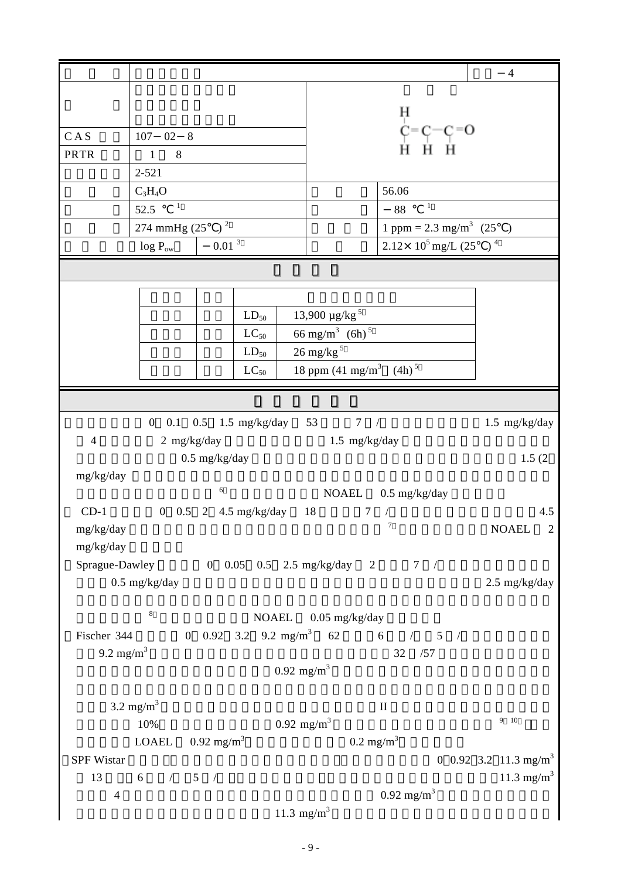| | | | | |
|---|---|---|---|---|
| | | | | －4 |
| | | | | |
| CAS | 107－02－8 | | | |
| PRTR | 1 8 | | | |
| | 2-521 | | | |
| | $C_3H_4O$ | | | 56.06 |
| | 52.5 ℃[1] | | | －88 ℃[1] |
| | 274 mmHg (25℃)[2] | | | 1 ppm = 2.3 mg/m$^3$ (25℃) |
| | log $P_{ow}$ | －0.01[3] | | 2.12× $10^5$ mg/L (25℃)[4] |

$$H_2C{=}CH{-}CH{=}O$$

| | | | |
|---|---|---|---|
| | | | |
| | | $LD_{50}$ | 13,900 μg/kg[5] |
| | | $LC_{50}$ | 66 mg/m$^3$ (6h)[5] |
| | | $LD_{50}$ | 26 mg/kg[5] |
| | | $LC_{50}$ | 18 ppm (41 mg/m$^3$) (4h)[5] |

0 0.1 0.5 1.5 mg/kg/day 53 7 / 1.5 mg/kg/day 4 2 mg/kg/day 1.5 mg/kg/day 0.5 mg/kg/day 1.5 (2 mg/kg/day [6] NOAEL 0.5 mg/kg/day

CD-1 0 0.5 2 4.5 mg/kg/day 18 7 / 4.5 mg/kg/day [7] NOAEL 2 mg/kg/day

Sprague-Dawley 0 0.05 0.5 2.5 mg/kg/day 2 7 / 0.5 mg/kg/day 2.5 mg/kg/day [8] NOAEL 0.05 mg/kg/day

Fischer 344 0 0.92 3.2 9.2 mg/m$^3$ 62 6 / 5 / 9.2 mg/m$^3$ 32 /57 0.92 mg/m$^3$ 3.2 mg/m$^3$ II 10% 0.92 mg/m$^3$ [9,10] LOAEL 0.92 mg/m$^3$ 0.2 mg/m$^3$

SPF Wistar 0 0.92 3.2 11.3 mg/m$^3$ 13 6 / 5 / 11.3 mg/m$^3$ 4 0.92 mg/m$^3$ 11.3 mg/m$^3$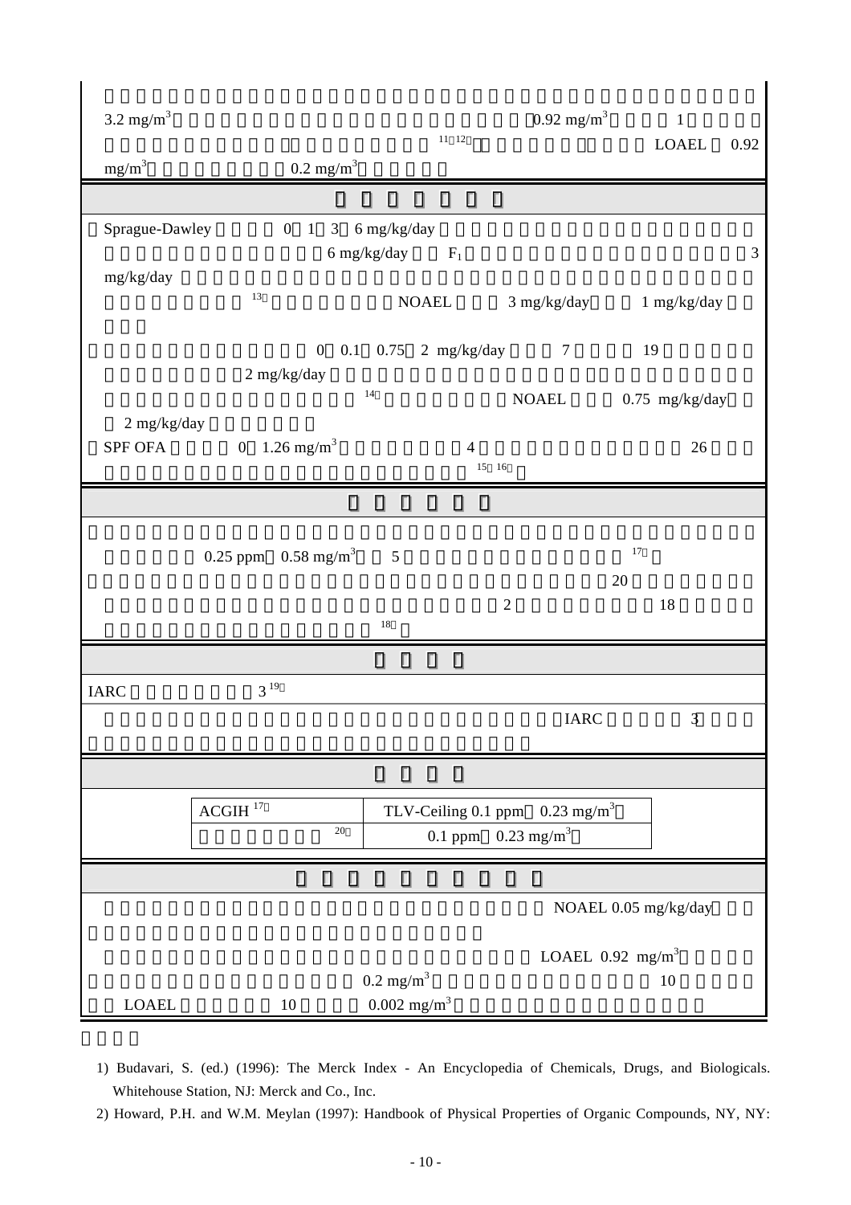3.2 mg/m$^3$ 0.92 mg/m$^3$ 1

[11 12] LOAEL 0.92 mg/m$^3$ 0.2 mg/m$^3$

Sprague-Dawley 0 1 3 6 mg/kg/day

6 mg/kg/day $F_1$ 3 mg/kg/day

[13] NOAEL 3 mg/kg/day 1 mg/kg/day

0 0.1 0.75 2 mg/kg/day 7 19

2 mg/kg/day

[14] NOAEL 0.75 mg/kg/day

2 mg/kg/day

SPF OFA 0 1.26 mg/m$^3$ 4 26

[15 16]

0.25 ppm 0.58 mg/m$^3$ 5 [17]

20

2 18

[18]

IARC 3 [19]

IARC 3

| | |
|---|---|
| ACGIH [17] | TLV-Ceiling 0.1 ppm 0.23 mg/m$^3$ |
| [20] | 0.1 ppm 0.23 mg/m$^3$ |

NOAEL 0.05 mg/kg/day

LOAEL 0.92 mg/m$^3$

0.2 mg/m$^3$ 10

LOAEL 10 0.002 mg/m$^3$

1) Budavari, S. (ed.) (1996): The Merck Index - An Encyclopedia of Chemicals, Drugs, and Biologicals. Whitehouse Station, NJ: Merck and Co., Inc.

2) Howard, P.H. and W.M. Meylan (1997): Handbook of Physical Properties of Organic Compounds, NY, NY: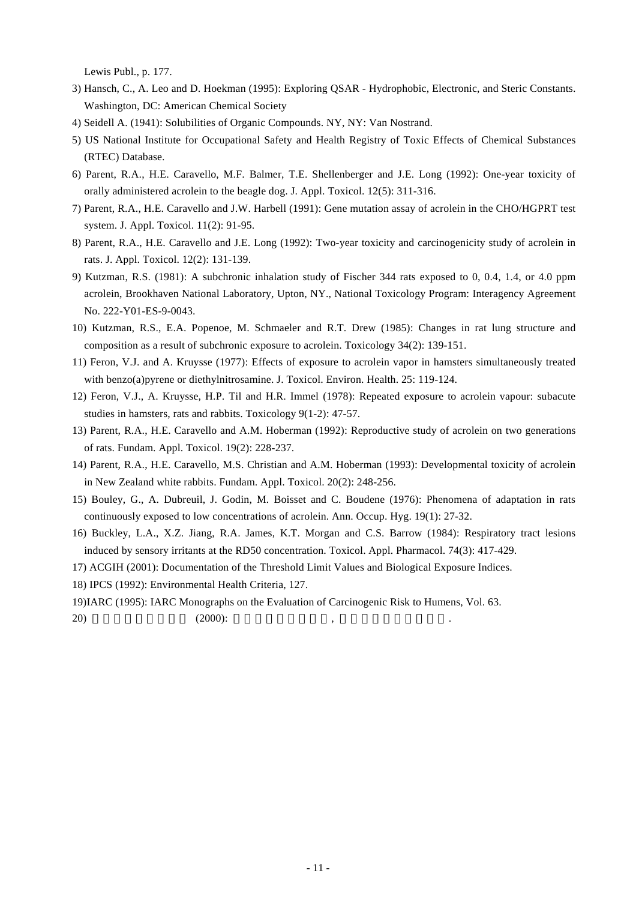Lewis Publ., p. 177.

3) Hansch, C., A. Leo and D. Hoekman (1995): Exploring QSAR - Hydrophobic, Electronic, and Steric Constants. Washington, DC: American Chemical Society

4) Seidell A. (1941): Solubilities of Organic Compounds. NY, NY: Van Nostrand.

5) US National Institute for Occupational Safety and Health Registry of Toxic Effects of Chemical Substances (RTEC) Database.

6) Parent, R.A., H.E. Caravello, M.F. Balmer, T.E. Shellenberger and J.E. Long (1992): One-year toxicity of orally administered acrolein to the beagle dog. J. Appl. Toxicol. 12(5): 311-316.

7) Parent, R.A., H.E. Caravello and J.W. Harbell (1991): Gene mutation assay of acrolein in the CHO/HGPRT test system. J. Appl. Toxicol. 11(2): 91-95.

8) Parent, R.A., H.E. Caravello and J.E. Long (1992): Two-year toxicity and carcinogenicity study of acrolein in rats. J. Appl. Toxicol. 12(2): 131-139.

9) Kutzman, R.S. (1981): A subchronic inhalation study of Fischer 344 rats exposed to 0, 0.4, 1.4, or 4.0 ppm acrolein, Brookhaven National Laboratory, Upton, NY., National Toxicology Program: Interagency Agreement No. 222-Y01-ES-9-0043.

10) Kutzman, R.S., E.A. Popenoe, M. Schmaeler and R.T. Drew (1985): Changes in rat lung structure and composition as a result of subchronic exposure to acrolein. Toxicology 34(2): 139-151.

11) Feron, V.J. and A. Kruysse (1977): Effects of exposure to acrolein vapor in hamsters simultaneously treated with benzo(a)pyrene or diethylnitrosamine. J. Toxicol. Environ. Health. 25: 119-124.

12) Feron, V.J., A. Kruysse, H.P. Til and H.R. Immel (1978): Repeated exposure to acrolein vapour: subacute studies in hamsters, rats and rabbits. Toxicology 9(1-2): 47-57.

13) Parent, R.A., H.E. Caravello and A.M. Hoberman (1992): Reproductive study of acrolein on two generations of rats. Fundam. Appl. Toxicol. 19(2): 228-237.

14) Parent, R.A., H.E. Caravello, M.S. Christian and A.M. Hoberman (1993): Developmental toxicity of acrolein in New Zealand white rabbits. Fundam. Appl. Toxicol. 20(2): 248-256.

15) Bouley, G., A. Dubreuil, J. Godin, M. Boisset and C. Boudene (1976): Phenomena of adaptation in rats continuously exposed to low concentrations of acrolein. Ann. Occup. Hyg. 19(1): 27-32.

16) Buckley, L.A., X.Z. Jiang, R.A. James, K.T. Morgan and C.S. Barrow (1984): Respiratory tract lesions induced by sensory irritants at the RD50 concentration. Toxicol. Appl. Pharmacol. 74(3): 417-429.

17) ACGIH (2001): Documentation of the Threshold Limit Values and Biological Exposure Indices.

18) IPCS (1992): Environmental Health Criteria, 127.

19)IARC (1995): IARC Monographs on the Evaluation of Carcinogenic Risk to Humens, Vol. 63.

20) (2000): , .